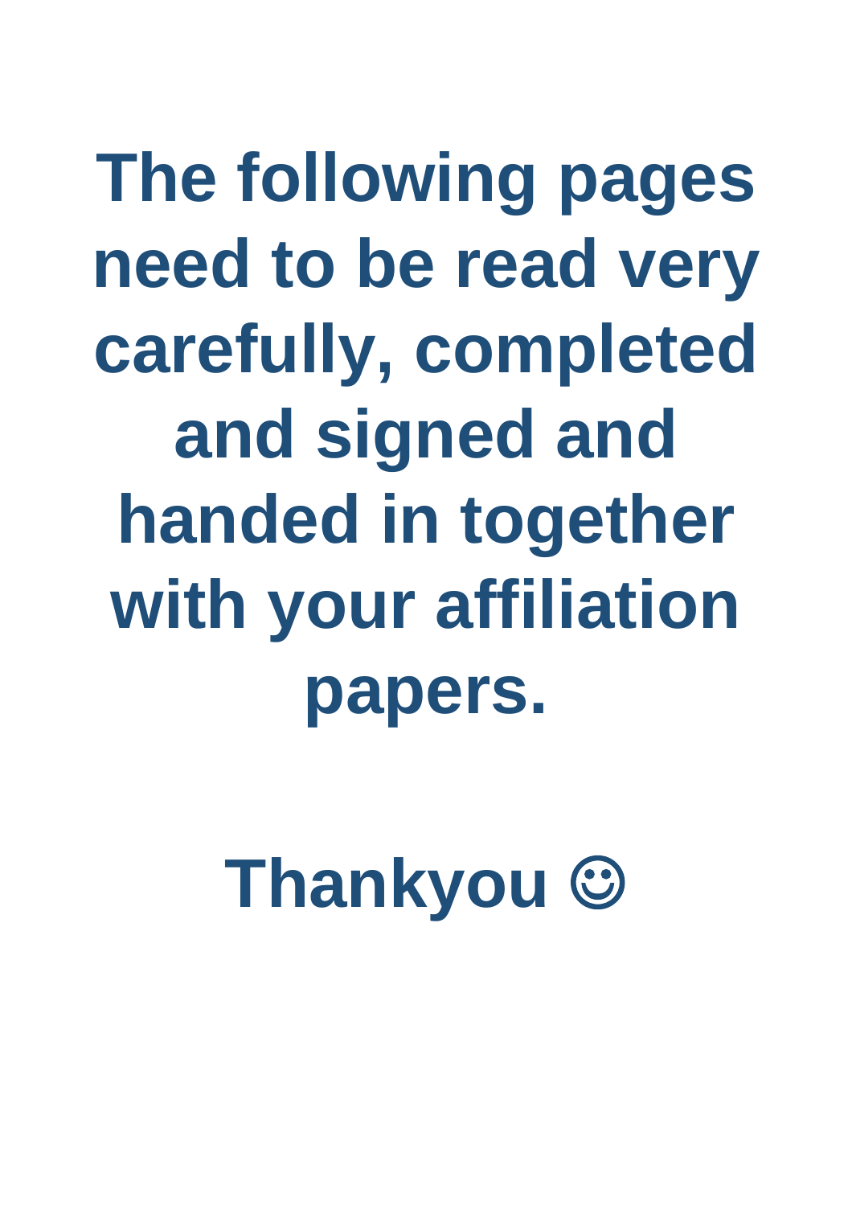**The following pages need to be read very carefully, completed and signed and handed in together with your affiliation papers.**

**Thankyou ☺**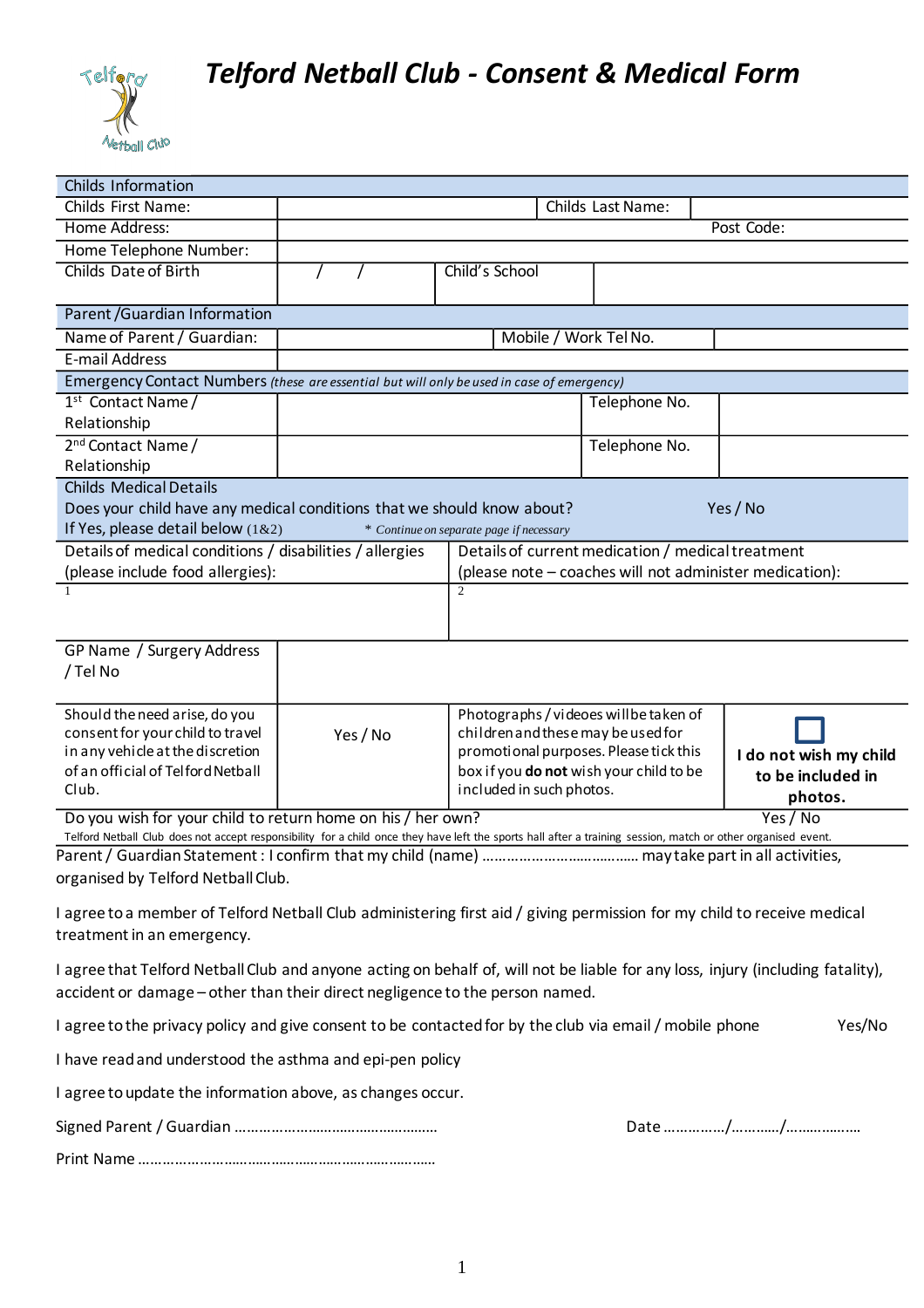# Telford Netball Club - Consent & Medical Form

| Childs Information | | | |
|---|---|---|---|
| Childs First Name: | | Childs Last Name: | |
| Home Address: | | | Post Code: |
| Home Telephone Number: | | | |
| Childs Date of Birth | / / | Child's School | |

| Parent /Guardian Information | | | |
|---|---|---|---|
| Name of Parent / Guardian: | | Mobile / Work Tel No. | |
| E-mail Address | | | |

| Emergency Contact Numbers *(these are essential but will only be used in case of emergency)* | | | |
|---|---|---|---|
| 1st Contact Name / Relationship | | Telephone No. | |
| 2nd Contact Name / Relationship | | Telephone No. | |

| Childs Medical Details | |
|---|---|
| Does your child have any medical conditions that we should know about? | Yes / No |
| If Yes, please detail below (1&2) *\* Continue on separate page if necessary* | |
| Details of medical conditions / disabilities / allergies (please include food allergies): | Details of current medication / medical treatment (please note – coaches will not administer medication): |
| 1 | 2 |

| GP Name / Surgery Address / Tel No | |
|---|---|

| Should the need arise, do you consent for your child to travel in any vehicle at the discretion of an official of Telford Netball Club. | Yes / No | Photographs / videoes will be taken of children and these may be used for promotional purposes. Please tick this box if you **do not** wish your child to be included in such photos. | ☐ **I do not wish my child to be included in photos.** |
|---|---|---|---|

| Do you wish for your child to return home on his / her own? | Yes / No |
|---|---|

Telford Netball Club does not accept responsibility for a child once they have left the sports hall after a training session, match or other organised event.

Parent / Guardian Statement : I confirm that my child (name) ……………………………… may take part in all activities, organised by Telford Netball Club.

I agree to a member of Telford Netball Club administering first aid / giving permission for my child to receive medical treatment in an emergency.

I agree that Telford Netball Club and anyone acting on behalf of, will not be liable for any loss, injury (including fatality), accident or damage – other than their direct negligence to the person named.

I agree to the privacy policy and give consent to be contacted for by the club via email / mobile phone Yes/No

I have read and understood the asthma and epi-pen policy

I agree to update the information above, as changes occur.

Signed Parent / Guardian ……………………………………………… Date ……………/…………/………………

Print Name ……………………………………………………………………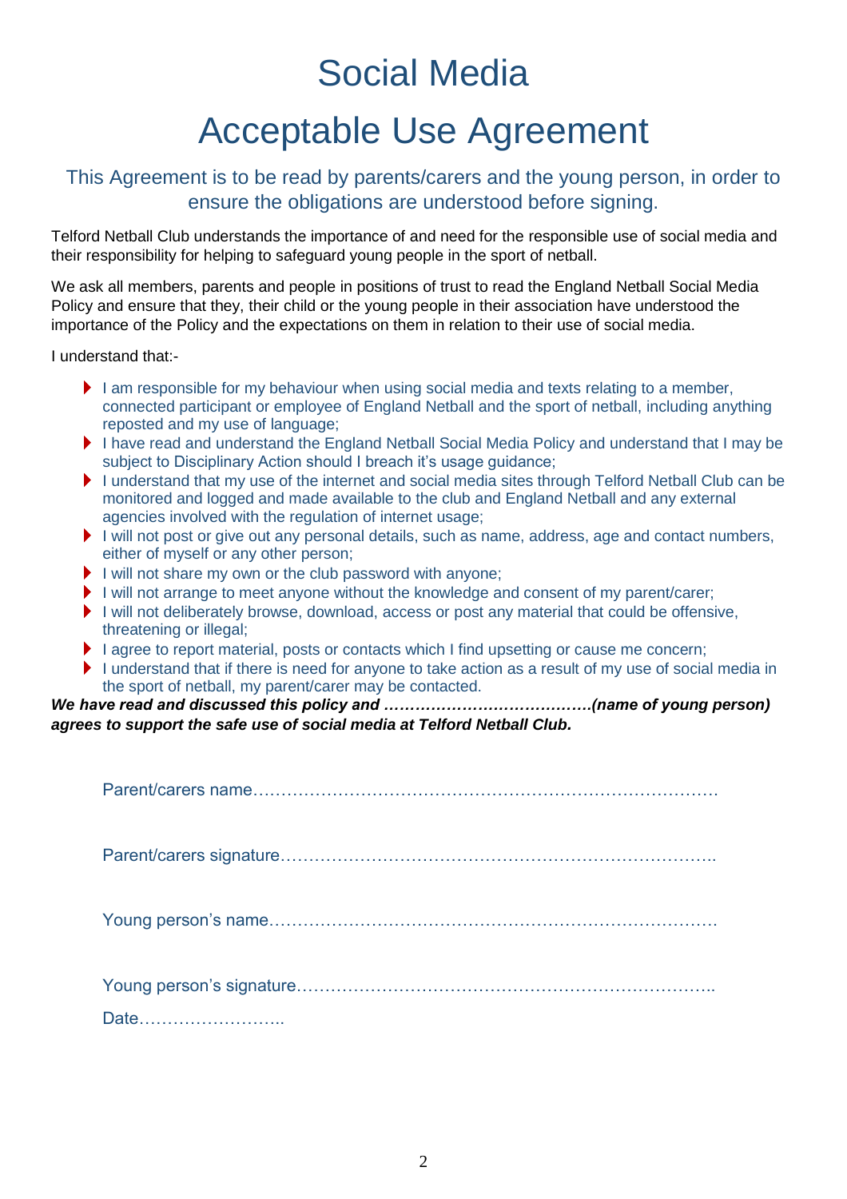# Social Media

# Acceptable Use Agreement

## This Agreement is to be read by parents/carers and the young person, in order to ensure the obligations are understood before signing.

Telford Netball Club understands the importance of and need for the responsible use of social media and their responsibility for helping to safeguard young people in the sport of netball.

We ask all members, parents and people in positions of trust to read the England Netball Social Media Policy and ensure that they, their child or the young people in their association have understood the importance of the Policy and the expectations on them in relation to their use of social media.

I understand that:-

- I am responsible for my behaviour when using social media and texts relating to a member, connected participant or employee of England Netball and the sport of netball, including anything reposted and my use of language;
- I have read and understand the England Netball Social Media Policy and understand that I may be subject to Disciplinary Action should I breach it's usage guidance;
- I understand that my use of the internet and social media sites through Telford Netball Club can be monitored and logged and made available to the club and England Netball and any external agencies involved with the regulation of internet usage;
- I will not post or give out any personal details, such as name, address, age and contact numbers, either of myself or any other person;
- I will not share my own or the club password with anyone;
- I will not arrange to meet anyone without the knowledge and consent of my parent/carer;
- I will not deliberately browse, download, access or post any material that could be offensive, threatening or illegal;
- I agree to report material, posts or contacts which I find upsetting or cause me concern;
- I understand that if there is need for anyone to take action as a result of my use of social media in the sport of netball, my parent/carer may be contacted.

***We have read and discussed this policy and ………………………………….(name of young person) agrees to support the safe use of social media at Telford Netball Club.***

Parent/carers name……………………………………………………………………….

Parent/carers signature…………………………………………………………………..

Young person's name…………………………………………………………………….

Young person's signature………………………………………………………………..

Date……………………..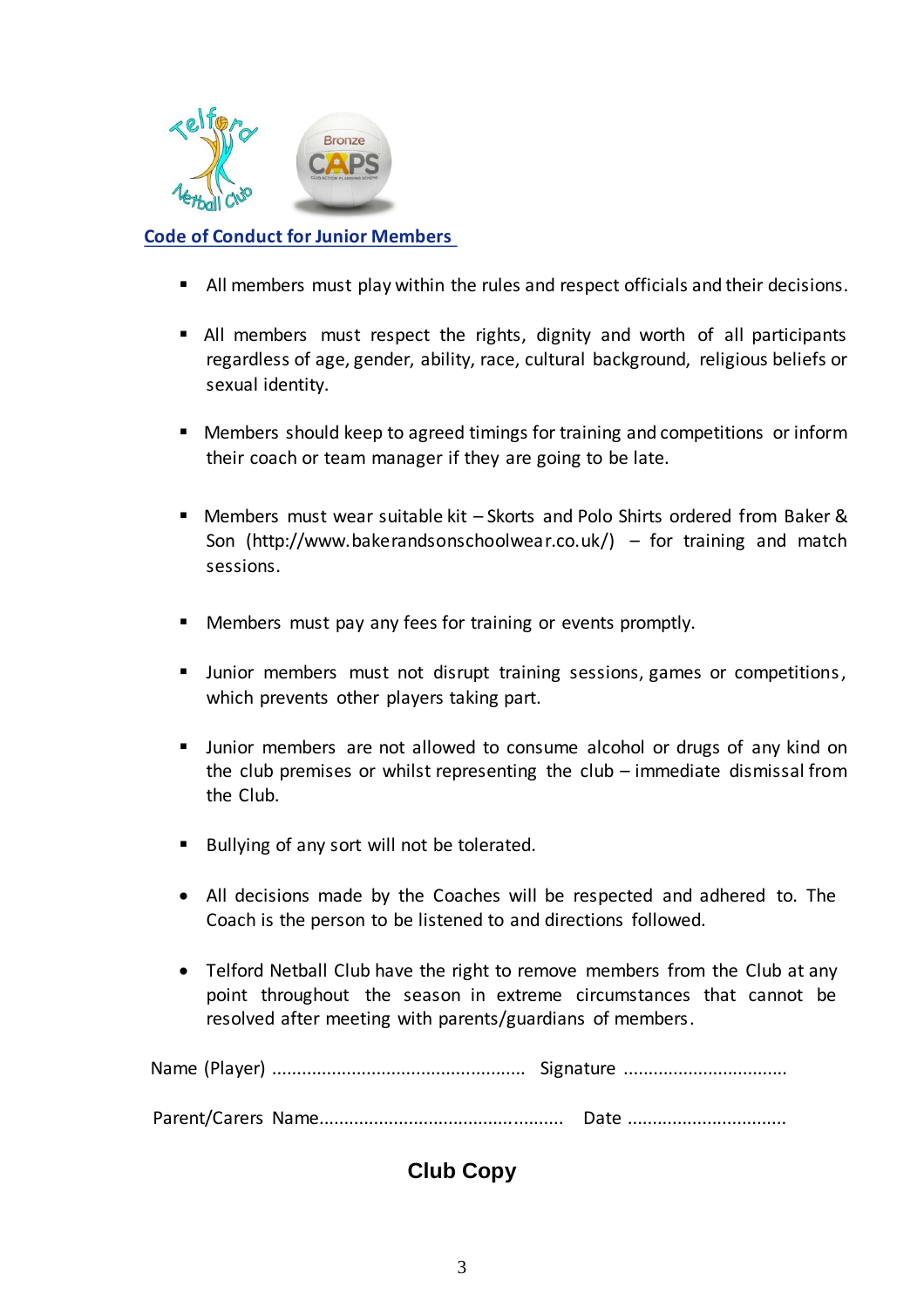## Code of Conduct for Junior Members

- All members must play within the rules and respect officials and their decisions.
- All members must respect the rights, dignity and worth of all participants regardless of age, gender, ability, race, cultural background, religious beliefs or sexual identity.
- Members should keep to agreed timings for training and competitions or inform their coach or team manager if they are going to be late.
- Members must wear suitable kit – Skorts and Polo Shirts ordered from Baker & Son (http://www.bakerandsonschoolwear.co.uk/) – for training and match sessions.
- Members must pay any fees for training or events promptly.
- Junior members must not disrupt training sessions, games or competitions, which prevents other players taking part.
- Junior members are not allowed to consume alcohol or drugs of any kind on the club premises or whilst representing the club – immediate dismissal from the Club.
- Bullying of any sort will not be tolerated.
- All decisions made by the Coaches will be respected and adhered to. The Coach is the person to be listened to and directions followed.
- Telford Netball Club have the right to remove members from the Club at any point throughout the season in extreme circumstances that cannot be resolved after meeting with parents/guardians of members.

Name (Player) .................................................. Signature ................................

Parent/Carers Name................................................ Date ................................

**Club Copy**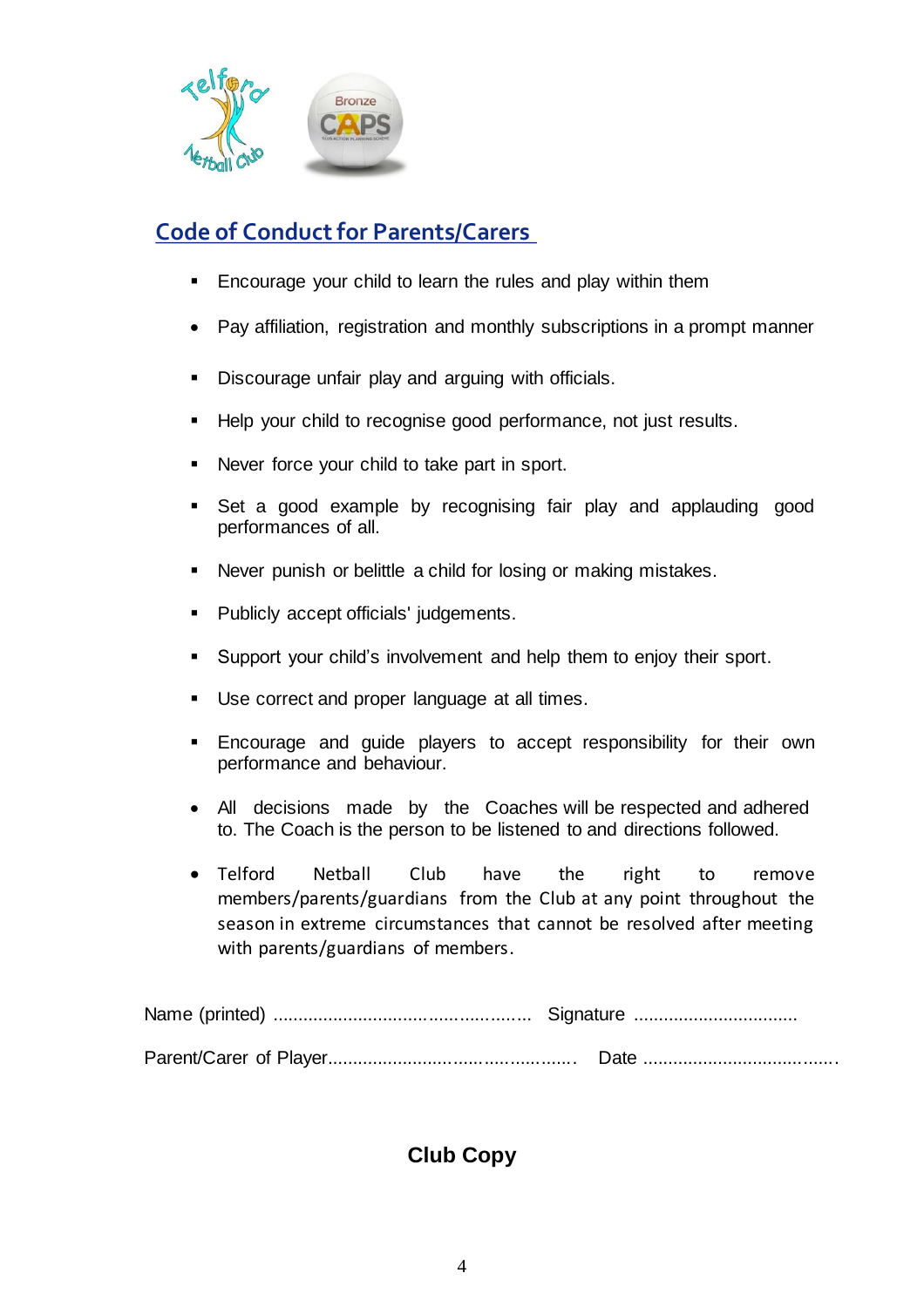## Code of Conduct for Parents/Carers

- Encourage your child to learn the rules and play within them
- Pay affiliation, registration and monthly subscriptions in a prompt manner
- Discourage unfair play and arguing with officials.
- Help your child to recognise good performance, not just results.
- Never force your child to take part in sport.
- Set a good example by recognising fair play and applauding good performances of all.
- Never punish or belittle a child for losing or making mistakes.
- Publicly accept officials' judgements.
- Support your child's involvement and help them to enjoy their sport.
- Use correct and proper language at all times.
- Encourage and guide players to accept responsibility for their own performance and behaviour.
- All decisions made by the Coaches will be respected and adhered to. The Coach is the person to be listened to and directions followed.
- Telford Netball Club have the right to remove members/parents/guardians from the Club at any point throughout the season in extreme circumstances that cannot be resolved after meeting with parents/guardians of members.

Name (printed) .................................................. Signature ................................

Parent/Carer of Player................................................ Date .......................................

**Club Copy**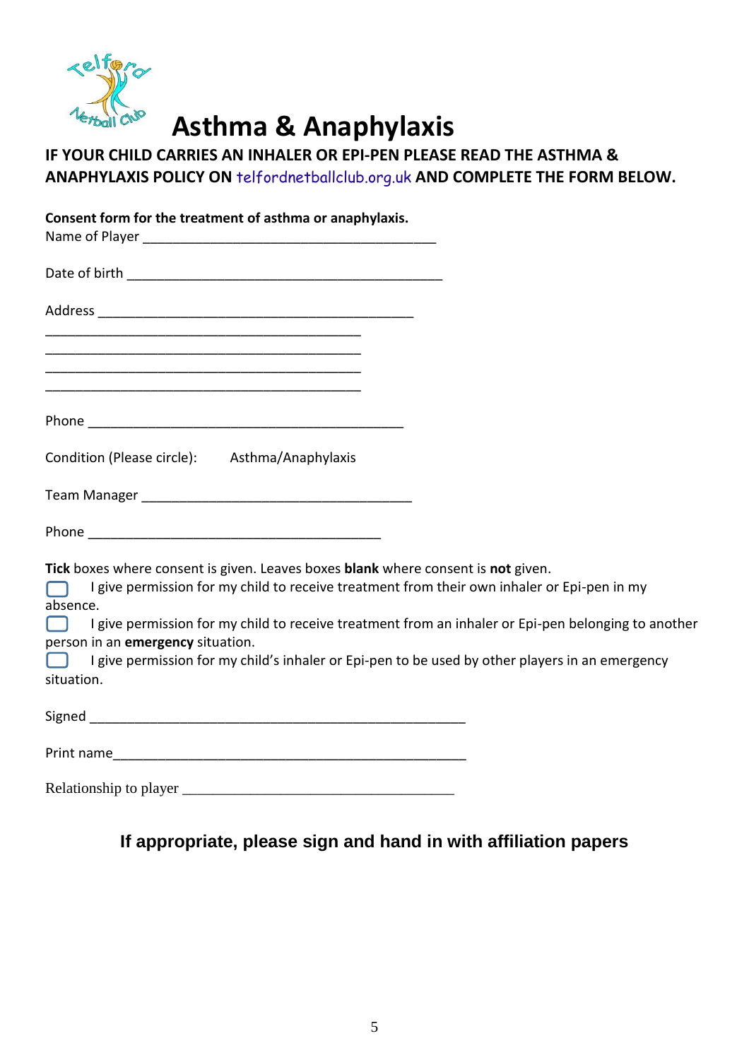# Asthma & Anaphylaxis

**IF YOUR CHILD CARRIES AN INHALER OR EPI-PEN PLEASE READ THE ASTHMA & ANAPHYLAXIS POLICY ON** telfordnetballclub.org.uk **AND COMPLETE THE FORM BELOW.**

**Consent form for the treatment of asthma or anaphylaxis.**

Name of Player ______________________________________

Date of birth _________________________________________

Address _____________________________________________

_____________________________________________

_____________________________________________

_____________________________________________

_____________________________________________

Phone _______________________________________________

Condition (Please circle): Asthma/Anaphylaxis

Team Manager __________________________________

Phone ______________________________________

**Tick** boxes where consent is given. Leaves boxes **blank** where consent is **not** given.

☐ I give permission for my child to receive treatment from their own inhaler or Epi-pen in my absence.

☐ I give permission for my child to receive treatment from an inhaler or Epi-pen belonging to another person in an **emergency** situation.

☐ I give permission for my child's inhaler or Epi-pen to be used by other players in an emergency situation.

Signed _______________________________________________

Print name____________________________________________

Relationship to player __________________________________

**If appropriate, please sign and hand in with affiliation papers**